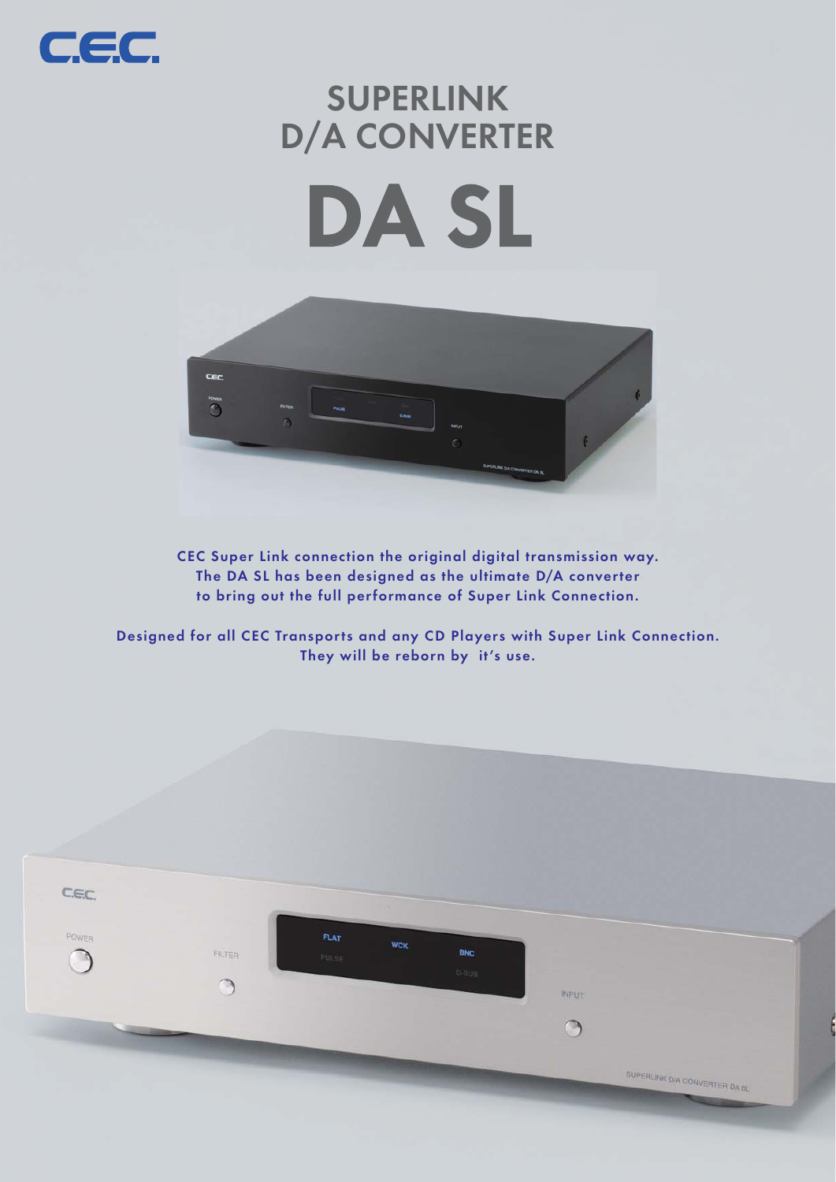C.E.C.

# SUPERLINK
# D/A CONVERTER

# DA SL

CEC Super Link connection the original digital transmission way.
The DA SL has been designed as the ultimate D/A converter
to bring out the full performance of Super Link Connection.

Designed for all CEC Transports and any CD Players with Super Link Connection.
They will be reborn by  it's use.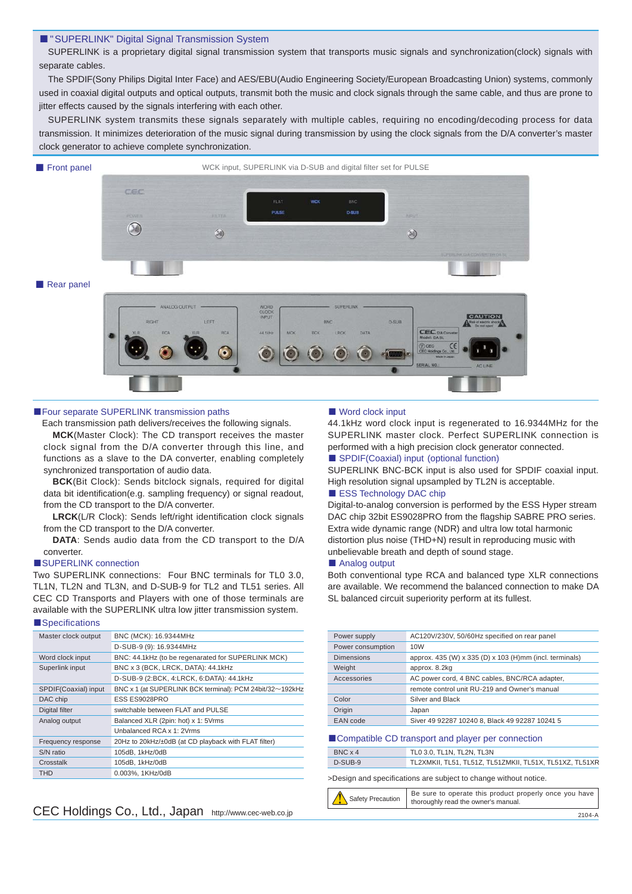## ■ "SUPERLINK" Digital Signal Transmission System

SUPERLINK is a proprietary digital signal transmission system that transports music signals and synchronization(clock) signals with separate cables.

The SPDIF(Sony Philips Digital Inter Face) and AES/EBU(Audio Engineering Society/European Broadcasting Union) systems, commonly used in coaxial digital outputs and optical outputs, transmit both the music and clock signals through the same cable, and thus are prone to jitter effects caused by the signals interfering with each other.

SUPERLINK system transmits these signals separately with multiple cables, requiring no encoding/decoding process for data transmission. It minimizes deterioration of the music signal during transmission by using the clock signals from the D/A converter's master clock generator to achieve complete synchronization.

### ■ Front panel

WCK input, SUPERLINK via D-SUB and digital filter set for PULSE

### ■ Rear panel

### ■Four separate SUPERLINK transmission paths

Each transmission path delivers/receives the following signals.

**MCK**(Master Clock): The CD transport receives the master clock signal from the D/A converter through this line, and functions as a slave to the DA converter, enabling completely synchronized transportation of audio data.

**BCK**(Bit Clock): Sends bitclock signals, required for digital data bit identification(e.g. sampling frequency) or signal readout, from the CD transport to the D/A converter.

**LRCK**(L/R Clock): Sends left/right identification clock signals from the CD transport to the D/A converter.

**DATA**: Sends audio data from the CD transport to the D/A converter.

### ■SUPERLINK connection

Two SUPERLINK connections: Four BNC terminals for TL0 3.0, TL1N, TL2N and TL3N, and D-SUB-9 for TL2 and TL51 series. All CEC CD Transports and Players with one of those terminals are available with the SUPERLINK ultra low jitter transmission system.

### ■ Word clock input

44.1kHz word clock input is regenerated to 16.9344MHz for the SUPERLINK master clock. Perfect SUPERLINK connection is performed with a high precision clock generator connected.

### ■ SPDIF(Coaxial) input (optional function)

SUPERLINK BNC-BCK input is also used for SPDIF coaxial input. High resolution signal upsampled by TL2N is acceptable.

### ■ ESS Technology DAC chip

Digital-to-analog conversion is performed by the ESS Hyper stream DAC chip 32bit ES9028PRO from the flagship SABRE PRO series. Extra wide dynamic range (NDR) and ultra low total harmonic distortion plus noise (THD+N) result in reproducing music with unbelievable breath and depth of sound stage.

### ■ Analog output

Both conventional type RCA and balanced type XLR connections are available. We recommend the balanced connection to make DA SL balanced circuit superiority perform at its fullest.

### ■Specifications

| | |
|---|---|
| Master clock output | BNC (MCK): 16.9344MHz |
| | D-SUB-9 (9): 16.9344MHz |
| Word clock input | BNC: 44.1kHz (to be regenerated for SUPERLINK MCK) |
| Superlink input | BNC x 3 (BCK, LRCK, DATA): 44.1kHz |
| | D-SUB-9 (2:BCK, 4:LRCK, 6:DATA): 44.1kHz |
| SPDIF(Coaxial) input | BNC x 1 (at SUPERLINK BCK terminal): PCM 24bit/32〜192kHz |
| DAC chip | ESS ES9028PRO |
| Digital filter | switchable between FLAT and PULSE |
| Analog output | Balanced XLR (2pin: hot) x 1: 5Vrms |
| | Unbalanced RCA x 1: 2Vrms |
| Frequency response | 20Hz to 20kHz/±0dB (at CD playback with FLAT filter) |
| S/N ratio | 105dB, 1kHz/0dB |
| Crosstalk | 105dB, 1kHz/0dB |
| THD | 0.003%, 1KHz/0dB |

| | |
|---|---|
| Power supply | AC120V/230V, 50/60Hz specified on rear panel |
| Power consumption | 10W |
| Dimensions | approx. 435 (W) x 335 (D) x 103 (H)mm (incl. terminals) |
| Weight | approx. 8.2kg |
| Accessories | AC power cord, 4 BNC cables, BNC/RCA adapter, |
| | remote control unit RU-219 and Owner's manual |
| Color | Silver and Black |
| Origin | Japan |
| EAN code | Siver 49 92287 10240 8, Black 49 92287 10241 5 |

### ■Compatible CD transport and player per connection

| | |
|---|---|
| BNC x 4 | TL0 3.0, TL1N, TL2N, TL3N |
| D-SUB-9 | TL2XMKII, TL51, TL51Z, TL51ZMKII, TL51X, TL51XZ, TL51XR |

>Design and specifications are subject to change without notice.

Safety Precaution — Be sure to operate this product properly once you have thoroughly read the owner's manual.

CEC Holdings Co., Ltd., Japan http://www.cec-web.co.jp

2104-A